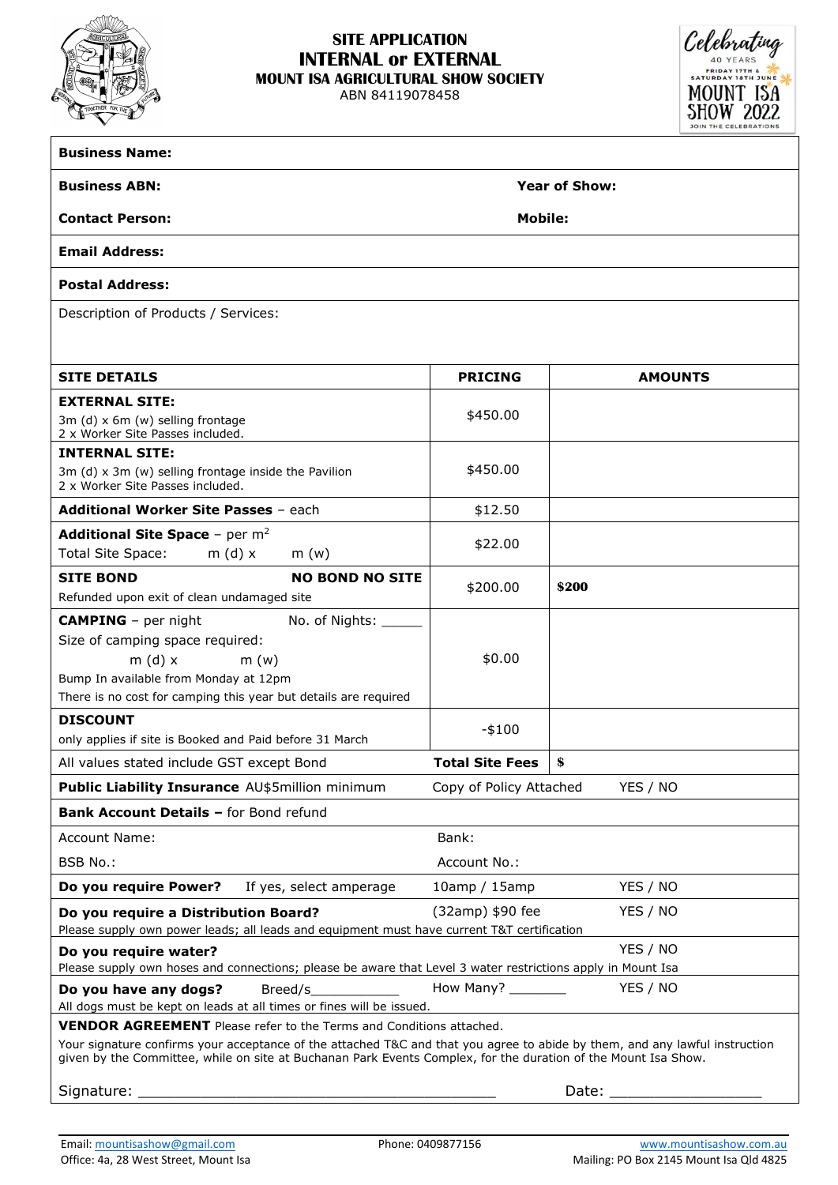# SITE APPLICATION
## INTERNAL or EXTERNAL
### MOUNT ISA AGRICULTURAL SHOW SOCIETY

ABN 84119078458

Celebrating 40 YEARS FRIDAY 17TH & SATURDAY 18TH JUNE MOUNT ISA SHOW 2022 JOIN THE CELEBRATIONS

**Business Name:**

**Business ABN:** **Year of Show:**

**Contact Person:** **Mobile:**

**Email Address:**

**Postal Address:**

Description of Products / Services:

| SITE DETAILS | PRICING | AMOUNTS |
|---|---|---|
| **EXTERNAL SITE:** 3m (d) x 6m (w) selling frontage 2 x Worker Site Passes included. | $450.00 | |
| **INTERNAL SITE:** 3m (d) x 3m (w) selling frontage inside the Pavilion 2 x Worker Site Passes included. | $450.00 | |
| **Additional Worker Site Passes** – each | $12.50 | |
| **Additional Site Space** – per $m^2$ Total Site Space: m (d) x m (w) | $22.00 | |
| **SITE BOND** **NO BOND NO SITE** Refunded upon exit of clean undamaged site | $200.00 | **$200** |
| **CAMPING** – per night No. of Nights: _____ Size of camping space required: m (d) x m (w) Bump In available from Monday at 12pm There is no cost for camping this year but details are required | $0.00 | |
| **DISCOUNT** only applies if site is Booked and Paid before 31 March | -$100 | |
| All values stated include GST except Bond | **Total Site Fees** | **$** |

**Public Liability Insurance** AU$5million minimum Copy of Policy Attached YES / NO

**Bank Account Details –** for Bond refund

Account Name: Bank:

BSB No.: Account No.:

**Do you require Power?** If yes, select amperage 10amp / 15amp YES / NO

**Do you require a Distribution Board?** (32amp) $90 fee YES / NO
Please supply own power leads; all leads and equipment must have current T&T certification

**Do you require water?** YES / NO
Please supply own hoses and connections; please be aware that Level 3 water restrictions apply in Mount Isa

**Do you have any dogs?** Breed/s___________ How Many? _______ YES / NO
All dogs must be kept on leads at all times or fines will be issued.

**VENDOR AGREEMENT** Please refer to the Terms and Conditions attached.

Your signature confirms your acceptance of the attached T&C and that you agree to abide by them, and any lawful instruction given by the Committee, while on site at Buchanan Park Events Complex, for the duration of the Mount Isa Show.

Signature: ________________________________________ Date: __________________

Email: mountisashow@gmail.com Phone: 0409877156 www.mountisashow.com.au
Office: 4a, 28 West Street, Mount Isa Mailing: PO Box 2145 Mount Isa Qld 4825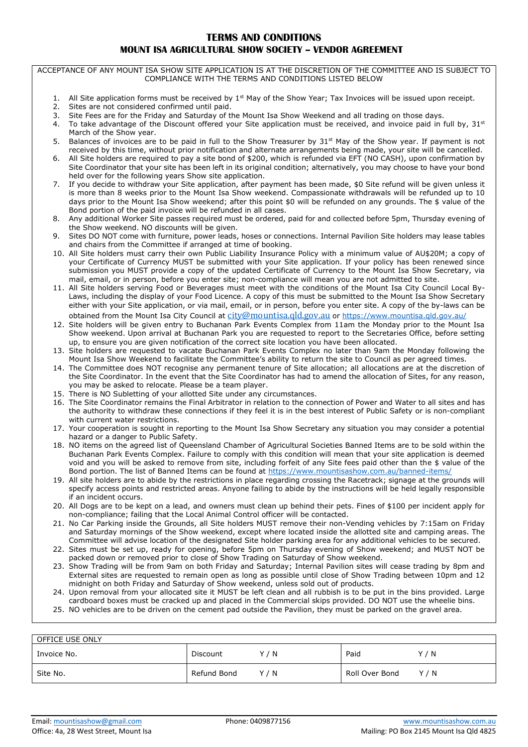# TERMS AND CONDITIONS

## MOUNT ISA AGRICULTURAL SHOW SOCIETY – VENDOR AGREEMENT

ACCEPTANCE OF ANY MOUNT ISA SHOW SITE APPLICATION IS AT THE DISCRETION OF THE COMMITTEE AND IS SUBJECT TO COMPLIANCE WITH THE TERMS AND CONDITIONS LISTED BELOW

1. All Site application forms must be received by 1st May of the Show Year; Tax Invoices will be issued upon receipt.
2. Sites are not considered confirmed until paid.
3. Site Fees are for the Friday and Saturday of the Mount Isa Show Weekend and all trading on those days.
4. To take advantage of the Discount offered your Site application must be received, and invoice paid in full by, 31st March of the Show year.
5. Balances of invoices are to be paid in full to the Show Treasurer by 31st May of the Show year. If payment is not received by this time, without prior notification and alternate arrangements being made, your site will be cancelled.
6. All Site holders are required to pay a site bond of $200, which is refunded via EFT (NO CASH), upon confirmation by Site Coordinator that your site has been left in its original condition; alternatively, you may choose to have your bond held over for the following years Show site application.
7. If you decide to withdraw your Site application, after payment has been made, $0 Site refund will be given unless it is more than 8 weeks prior to the Mount Isa Show weekend. Compassionate withdrawals will be refunded up to 10 days prior to the Mount Isa Show weekend; after this point $0 will be refunded on any grounds. The $ value of the Bond portion of the paid invoice will be refunded in all cases.
8. Any additional Worker Site passes required must be ordered, paid for and collected before 5pm, Thursday evening of the Show weekend. NO discounts will be given.
9. Sites DO NOT come with furniture, power leads, hoses or connections. Internal Pavilion Site holders may lease tables and chairs from the Committee if arranged at time of booking.
10. All Site holders must carry their own Public Liability Insurance Policy with a minimum value of AU$20M; a copy of your Certificate of Currency MUST be submitted with your Site application. If your policy has been renewed since submission you MUST provide a copy of the updated Certificate of Currency to the Mount Isa Show Secretary, via mail, email, or in person, before you enter site; non-compliance will mean you are not admitted to site.
11. All Site holders serving Food or Beverages must meet with the conditions of the Mount Isa City Council Local By-Laws, including the display of your Food Licence. A copy of this must be submitted to the Mount Isa Show Secretary either with your Site application, or via mail, email, or in person, before you enter site. A copy of the by-laws can be obtained from the Mount Isa City Council at city@mountisa.qld.gov.au or https://www.mountisa.qld.gov.au/
12. Site holders will be given entry to Buchanan Park Events Complex from 11am the Monday prior to the Mount Isa Show weekend. Upon arrival at Buchanan Park you are requested to report to the Secretaries Office, before setting up, to ensure you are given notification of the correct site location you have been allocated.
13. Site holders are requested to vacate Buchanan Park Events Complex no later than 9am the Monday following the Mount Isa Show Weekend to facilitate the Committee's ability to return the site to Council as per agreed times.
14. The Committee does NOT recognise any permanent tenure of Site allocation; all allocations are at the discretion of the Site Coordinator. In the event that the Site Coordinator has had to amend the allocation of Sites, for any reason, you may be asked to relocate. Please be a team player.
15. There is NO Subletting of your allotted Site under any circumstances.
16. The Site Coordinator remains the Final Arbitrator in relation to the connection of Power and Water to all sites and has the authority to withdraw these connections if they feel it is in the best interest of Public Safety or is non-compliant with current water restrictions.
17. Your cooperation is sought in reporting to the Mount Isa Show Secretary any situation you may consider a potential hazard or a danger to Public Safety.
18. NO items on the agreed list of Queensland Chamber of Agricultural Societies Banned Items are to be sold within the Buchanan Park Events Complex. Failure to comply with this condition will mean that your site application is deemed void and you will be asked to remove from site, including forfeit of any Site fees paid other than the $ value of the Bond portion. The list of Banned Items can be found at https://www.mountisashow.com.au/banned-items/
19. All site holders are to abide by the restrictions in place regarding crossing the Racetrack; signage at the grounds will specify access points and restricted areas. Anyone failing to abide by the instructions will be held legally responsible if an incident occurs.
20. All Dogs are to be kept on a lead, and owners must clean up behind their pets. Fines of $100 per incident apply for non-compliance; failing that the Local Animal Control officer will be contacted.
21. No Car Parking inside the Grounds, all Site holders MUST remove their non-Vending vehicles by 7:15am on Friday and Saturday mornings of the Show weekend, except where located inside the allotted site and camping areas. The Committee will advise location of the designated Site holder parking area for any additional vehicles to be secured.
22. Sites must be set up, ready for opening, before 5pm on Thursday evening of Show weekend; and MUST NOT be packed down or removed prior to close of Show Trading on Saturday of Show weekend.
23. Show Trading will be from 9am on both Friday and Saturday; Internal Pavilion sites will cease trading by 8pm and External sites are requested to remain open as long as possible until close of Show Trading between 10pm and 12 midnight on both Friday and Saturday of Show weekend, unless sold out of products.
24. Upon removal from your allocated site it MUST be left clean and all rubbish is to be put in the bins provided. Large cardboard boxes must be cracked up and placed in the Commercial skips provided. DO NOT use the wheelie bins.
25. NO vehicles are to be driven on the cement pad outside the Pavilion, they must be parked on the gravel area.

| OFFICE USE ONLY | | |
|---|---|---|
| Invoice No. | Discount Y / N | Paid Y / N |
| Site No. | Refund Bond Y / N | Roll Over Bond Y / N |

Email: mountisashow@gmail.com
Phone: 0409877156
www.mountisashow.com.au
Office: 4a, 28 West Street, Mount Isa
Mailing: PO Box 2145 Mount Isa Qld 4825